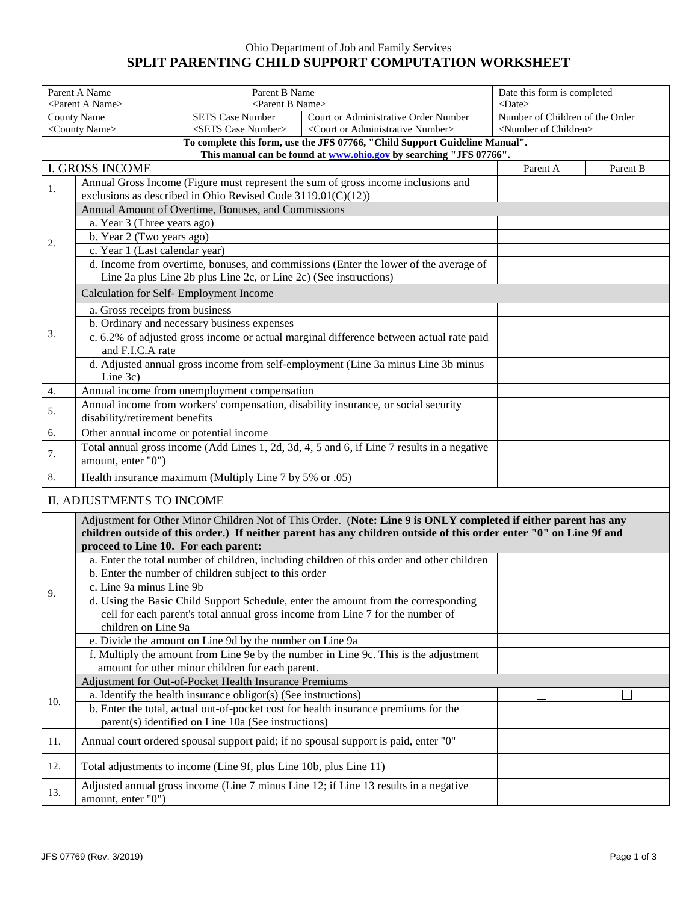Ohio Department of Job and Family Services

# SPLIT PARENTING CHILD SUPPORT COMPUTATION WORKSHEET

| Parent A Name | Parent B Name | | Date this form is completed |
|---|---|---|---|
| <Parent A Name> | <Parent B Name> | | <Date> |
| County Name / <County Name> | SETS Case Number / <SETS Case Number> | Court or Administrative Order Number / <Court or Administrative Number> | Number of Children of the Order / <Number of Children> |

**To complete this form, use the JFS 07766, "Child Support Guideline Manual". This manual can be found at www.ohio.gov by searching "JFS 07766".**

| | I. GROSS INCOME | Parent A | Parent B |
|---|---|---|---|
| 1. | Annual Gross Income (Figure must represent the sum of gross income inclusions and exclusions as described in Ohio Revised Code 3119.01(C)(12)) | | |
| 2. | Annual Amount of Overtime, Bonuses, and Commissions | | |
| | a. Year 3 (Three years ago) | | |
| | b. Year 2 (Two years ago) | | |
| | c. Year 1 (Last calendar year) | | |
| | d. Income from overtime, bonuses, and commissions (Enter the lower of the average of Line 2a plus Line 2b plus Line 2c, or Line 2c) (See instructions) | | |
| 3. | Calculation for Self- Employment Income | | |
| | a. Gross receipts from business | | |
| | b. Ordinary and necessary business expenses | | |
| | c. 6.2% of adjusted gross income or actual marginal difference between actual rate paid and F.I.C.A rate | | |
| | d. Adjusted annual gross income from self-employment (Line 3a minus Line 3b minus Line 3c) | | |
| 4. | Annual income from unemployment compensation | | |
| 5. | Annual income from workers' compensation, disability insurance, or social security disability/retirement benefits | | |
| 6. | Other annual income or potential income | | |
| 7. | Total annual gross income (Add Lines 1, 2d, 3d, 4, 5 and 6, if Line 7 results in a negative amount, enter "0") | | |
| 8. | Health insurance maximum (Multiply Line 7 by 5% or .05) | | |
| | **II. ADJUSTMENTS TO INCOME** | | |
| 9. | Adjustment for Other Minor Children Not of This Order. (**Note: Line 9 is ONLY completed if either parent has any children outside of this order.) If neither parent has any children outside of this order enter "0" on Line 9f and proceed to Line 10. For each parent:** | | |
| | a. Enter the total number of children, including children of this order and other children | | |
| | b. Enter the number of children subject to this order | | |
| | c. Line 9a minus Line 9b | | |
| | d. Using the Basic Child Support Schedule, enter the amount from the corresponding cell for each parent's total annual gross income from Line 7 for the number of children on Line 9a | | |
| | e. Divide the amount on Line 9d by the number on Line 9a | | |
| | f. Multiply the amount from Line 9e by the number in Line 9c. This is the adjustment amount for other minor children for each parent. | | |
| 10. | Adjustment for Out-of-Pocket Health Insurance Premiums | | |
| | a. Identify the health insurance obligor(s) (See instructions) | ☐ | ☐ |
| | b. Enter the total, actual out-of-pocket cost for health insurance premiums for the parent(s) identified on Line 10a (See instructions) | | |
| 11. | Annual court ordered spousal support paid; if no spousal support is paid, enter "0" | | |
| 12. | Total adjustments to income (Line 9f, plus Line 10b, plus Line 11) | | |
| 13. | Adjusted annual gross income (Line 7 minus Line 12; if Line 13 results in a negative amount, enter "0") | | |

JFS 07769 (Rev. 3/2019)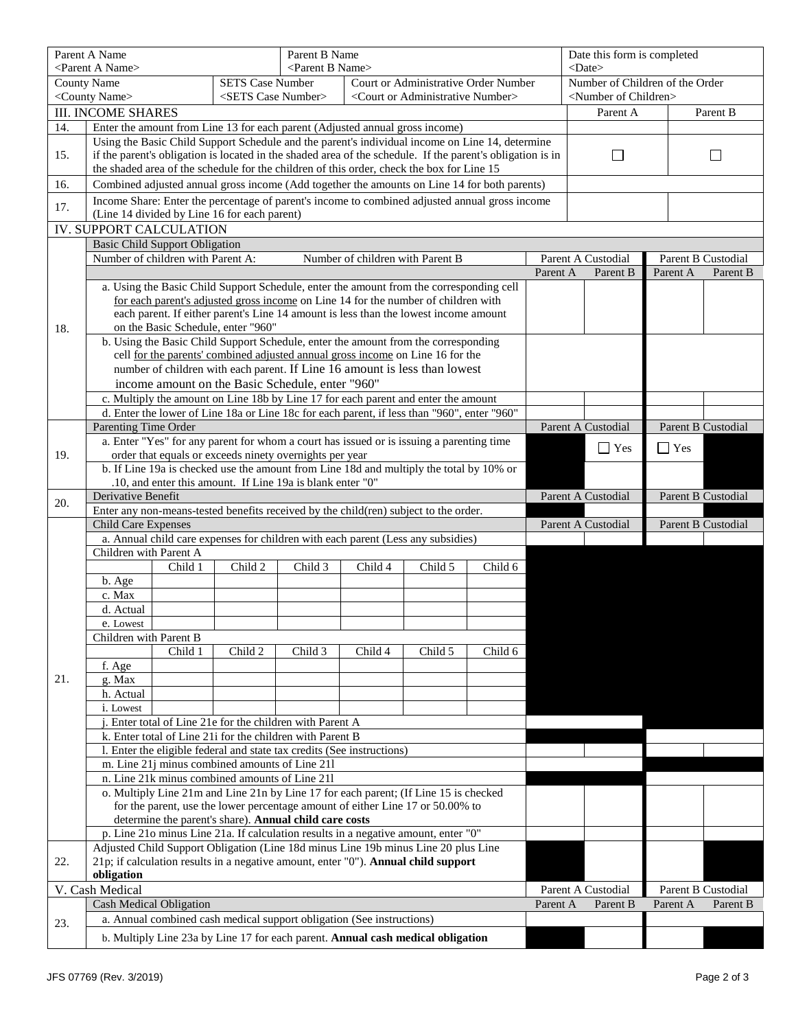| Parent A Name | Parent B Name | Date this form is completed |
|---|---|---|
| <Parent A Name> | <Parent B Name> | <Date> |

| County Name | SETS Case Number | Court or Administrative Order Number | Number of Children of the Order |
|---|---|---|---|
| <County Name> | <SETS Case Number> | <Court or Administrative Number> | <Number of Children> |

## III. INCOME SHARES

| | | Parent A | Parent B |
|---|---|---|---|
| 14. | Enter the amount from Line 13 for each parent (Adjusted annual gross income) | | |
| 15. | Using the Basic Child Support Schedule and the parent's individual income on Line 14, determine if the parent's obligation is located in the shaded area of the schedule. If the parent's obligation is in the shaded area of the schedule for the children of this order, check the box for Line 15 | ☐ | ☐ |
| 16. | Combined adjusted annual gross income (Add together the amounts on Line 14 for both parents) | | |
| 17. | Income Share: Enter the percentage of parent's income to combined adjusted annual gross income (Line 14 divided by Line 16 for each parent) | | |

## IV. SUPPORT CALCULATION

| | | Parent A Custodial | | Parent B Custodial | |
|---|---|---|---|---|---|
| | **Basic Child Support Obligation** — Number of children with Parent A: Number of children with Parent B | Parent A | Parent B | Parent A | Parent B |
| 18. | a. Using the Basic Child Support Schedule, enter the amount from the corresponding cell for each parent's adjusted gross income on Line 14 for the number of children with each parent. If either parent's Line 14 amount is less than the lowest income amount on the Basic Schedule, enter "960" | | | | |
| | b. Using the Basic Child Support Schedule, enter the amount from the corresponding cell for the parents' combined adjusted annual gross income on Line 16 for the number of children with each parent. If Line 16 amount is less than lowest income amount on the Basic Schedule, enter "960" | | | | |
| | c. Multiply the amount on Line 18b by Line 17 for each parent and enter the amount | | | | |
| | d. Enter the lower of Line 18a or Line 18c for each parent, if less than "960", enter "960" | | | | |
| | **Parenting Time Order** | Parent A Custodial | | Parent B Custodial | |
| 19. | a. Enter "Yes" for any parent for whom a court has issued or is issuing a parenting time order that equals or exceeds ninety overnights per year | | ☐ Yes | ☐ Yes | |
| | b. If Line 19a is checked use the amount from Line 18d and multiply the total by 10% or .10, and enter this amount. If Line 19a is blank enter "0" | | | | |
| 20. | **Derivative Benefit** — Enter any non-means-tested benefits received by the child(ren) subject to the order. | Parent A Custodial | | Parent B Custodial | |
| 21. | **Child Care Expenses** | Parent A Custodial | | Parent B Custodial | |
| | a. Annual child care expenses for children with each parent (Less any subsidies) | | | | |

Children with Parent A

| | Child 1 | Child 2 | Child 3 | Child 4 | Child 5 | Child 6 |
|---|---|---|---|---|---|---|
| b. Age | | | | | | |
| c. Max | | | | | | |
| d. Actual | | | | | | |
| e. Lowest | | | | | | |

Children with Parent B

| | Child 1 | Child 2 | Child 3 | Child 4 | Child 5 | Child 6 |
|---|---|---|---|---|---|---|
| f. Age | | | | | | |
| g. Max | | | | | | |
| h. Actual | | | | | | |
| i. Lowest | | | | | | |

| | | Parent A Custodial | | Parent B Custodial | |
|---|---|---|---|---|---|
| 21. | j. Enter total of Line 21e for the children with Parent A | | | | |
| | k. Enter total of Line 21i for the children with Parent B | | | | |
| | l. Enter the eligible federal and state tax credits (See instructions) | | | | |
| | m. Line 21j minus combined amounts of Line 21l | | | | |
| | n. Line 21k minus combined amounts of Line 21l | | | | |
| | o. Multiply Line 21m and Line 21n by Line 17 for each parent; (If Line 15 is checked for the parent, use the lower percentage amount of either Line 17 or 50.00% to determine the parent's share). **Annual child care costs** | | | | |
| | p. Line 21o minus Line 21a. If calculation results in a negative amount, enter "0" | | | | |
| 22. | Adjusted Child Support Obligation (Line 18d minus Line 19b minus Line 20 plus Line 21p; if calculation results in a negative amount, enter "0"). **Annual child support obligation** | | | | |

## V. Cash Medical

| | | Parent A Custodial | | Parent B Custodial | |
|---|---|---|---|---|---|
| | **Cash Medical Obligation** | Parent A | Parent B | Parent A | Parent B |
| 23. | a. Annual combined cash medical support obligation (See instructions) | | | | |
| | b. Multiply Line 23a by Line 17 for each parent. **Annual cash medical obligation** | | | | |

JFS 07769 (Rev. 3/2019)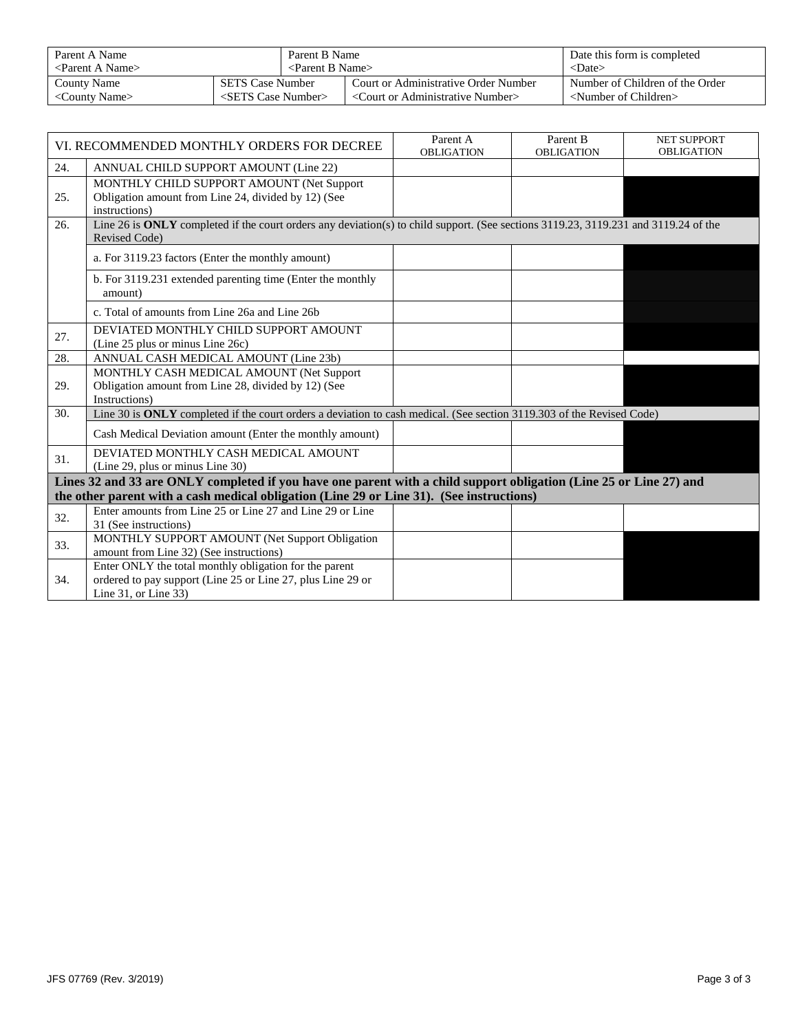| Parent A Name<br><Parent A Name> | | Parent B Name<br><Parent B Name> | Date this form is completed<br><Date> |
|---|---|---|---|
| County Name<br><County Name> | SETS Case Number<br><SETS Case Number> | Court or Administrative Order Number<br><Court or Administrative Number> | Number of Children of the Order<br><Number of Children> |

| | VI. RECOMMENDED MONTHLY ORDERS FOR DECREE | Parent A OBLIGATION | Parent B OBLIGATION | NET SUPPORT OBLIGATION |
|---|---|---|---|---|
| 24. | ANNUAL CHILD SUPPORT AMOUNT (Line 22) | | | |
| 25. | MONTHLY CHILD SUPPORT AMOUNT (Net Support Obligation amount from Line 24, divided by 12) (See instructions) | | | |
| 26. | Line 26 is **ONLY** completed if the court orders any deviation(s) to child support. (See sections 3119.23, 3119.231 and 3119.24 of the Revised Code) | | | |
| | a. For 3119.23 factors (Enter the monthly amount) | | | |
| | b. For 3119.231 extended parenting time (Enter the monthly amount) | | | |
| | c. Total of amounts from Line 26a and Line 26b | | | |
| 27. | DEVIATED MONTHLY CHILD SUPPORT AMOUNT (Line 25 plus or minus Line 26c) | | | |
| 28. | ANNUAL CASH MEDICAL AMOUNT (Line 23b) | | | |
| 29. | MONTHLY CASH MEDICAL AMOUNT (Net Support Obligation amount from Line 28, divided by 12) (See Instructions) | | | |
| 30. | Line 30 is **ONLY** completed if the court orders a deviation to cash medical. (See section 3119.303 of the Revised Code) | | | |
| | Cash Medical Deviation amount (Enter the monthly amount) | | | |
| 31. | DEVIATED MONTHLY CASH MEDICAL AMOUNT (Line 29, plus or minus Line 30) | | | |
| | **Lines 32 and 33 are ONLY completed if you have one parent with a child support obligation (Line 25 or Line 27) and the other parent with a cash medical obligation (Line 29 or Line 31). (See instructions)** | | | |
| 32. | Enter amounts from Line 25 or Line 27 and Line 29 or Line 31 (See instructions) | | | |
| 33. | MONTHLY SUPPORT AMOUNT (Net Support Obligation amount from Line 32) (See instructions) | | | |
| 34. | Enter ONLY the total monthly obligation for the parent ordered to pay support (Line 25 or Line 27, plus Line 29 or Line 31, or Line 33) | | | |

JFS 07769 (Rev. 3/2019)